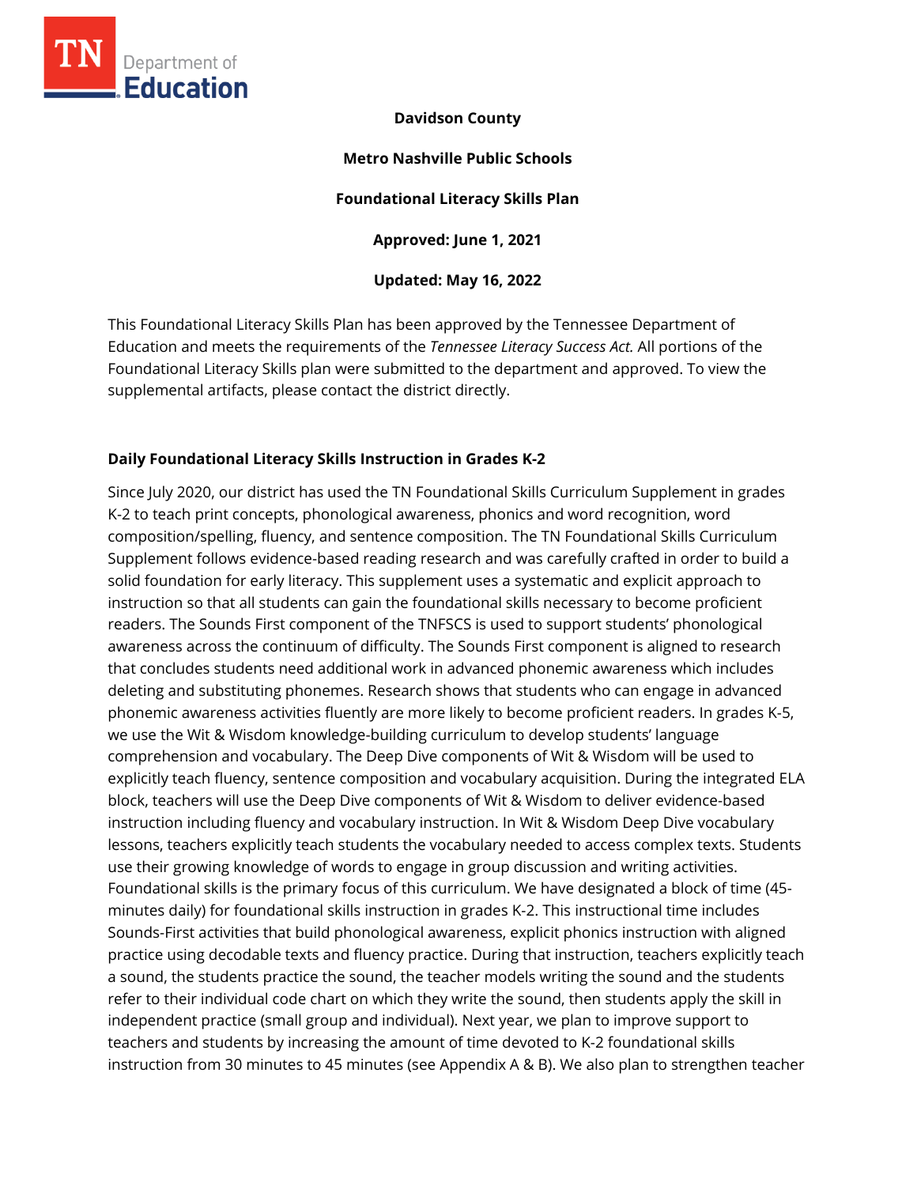**Davidson County**

**Metro Nashville Public Schools**

**Foundational Literacy Skills Plan**

**Approved: June 1, 2021**

**Updated: May 16, 2022**

This Foundational Literacy Skills Plan has been approved by the Tennessee Department of Education and meets the requirements of the *Tennessee Literacy Success Act.* All portions of the Foundational Literacy Skills plan were submitted to the department and approved. To view the supplemental artifacts, please contact the district directly.

### Daily Foundational Literacy Skills Instruction in Grades K-2

Since July 2020, our district has used the TN Foundational Skills Curriculum Supplement in grades K-2 to teach print concepts, phonological awareness, phonics and word recognition, word composition/spelling, fluency, and sentence composition. The TN Foundational Skills Curriculum Supplement follows evidence-based reading research and was carefully crafted in order to build a solid foundation for early literacy. This supplement uses a systematic and explicit approach to instruction so that all students can gain the foundational skills necessary to become proficient readers. The Sounds First component of the TNFSCS is used to support students' phonological awareness across the continuum of difficulty. The Sounds First component is aligned to research that concludes students need additional work in advanced phonemic awareness which includes deleting and substituting phonemes. Research shows that students who can engage in advanced phonemic awareness activities fluently are more likely to become proficient readers. In grades K-5, we use the Wit & Wisdom knowledge-building curriculum to develop students' language comprehension and vocabulary. The Deep Dive components of Wit & Wisdom will be used to explicitly teach fluency, sentence composition and vocabulary acquisition. During the integrated ELA block, teachers will use the Deep Dive components of Wit & Wisdom to deliver evidence-based instruction including fluency and vocabulary instruction. In Wit & Wisdom Deep Dive vocabulary lessons, teachers explicitly teach students the vocabulary needed to access complex texts. Students use their growing knowledge of words to engage in group discussion and writing activities. Foundational skills is the primary focus of this curriculum. We have designated a block of time (45-minutes daily) for foundational skills instruction in grades K-2. This instructional time includes Sounds-First activities that build phonological awareness, explicit phonics instruction with aligned practice using decodable texts and fluency practice. During that instruction, teachers explicitly teach a sound, the students practice the sound, the teacher models writing the sound and the students refer to their individual code chart on which they write the sound, then students apply the skill in independent practice (small group and individual). Next year, we plan to improve support to teachers and students by increasing the amount of time devoted to K-2 foundational skills instruction from 30 minutes to 45 minutes (see Appendix A & B). We also plan to strengthen teacher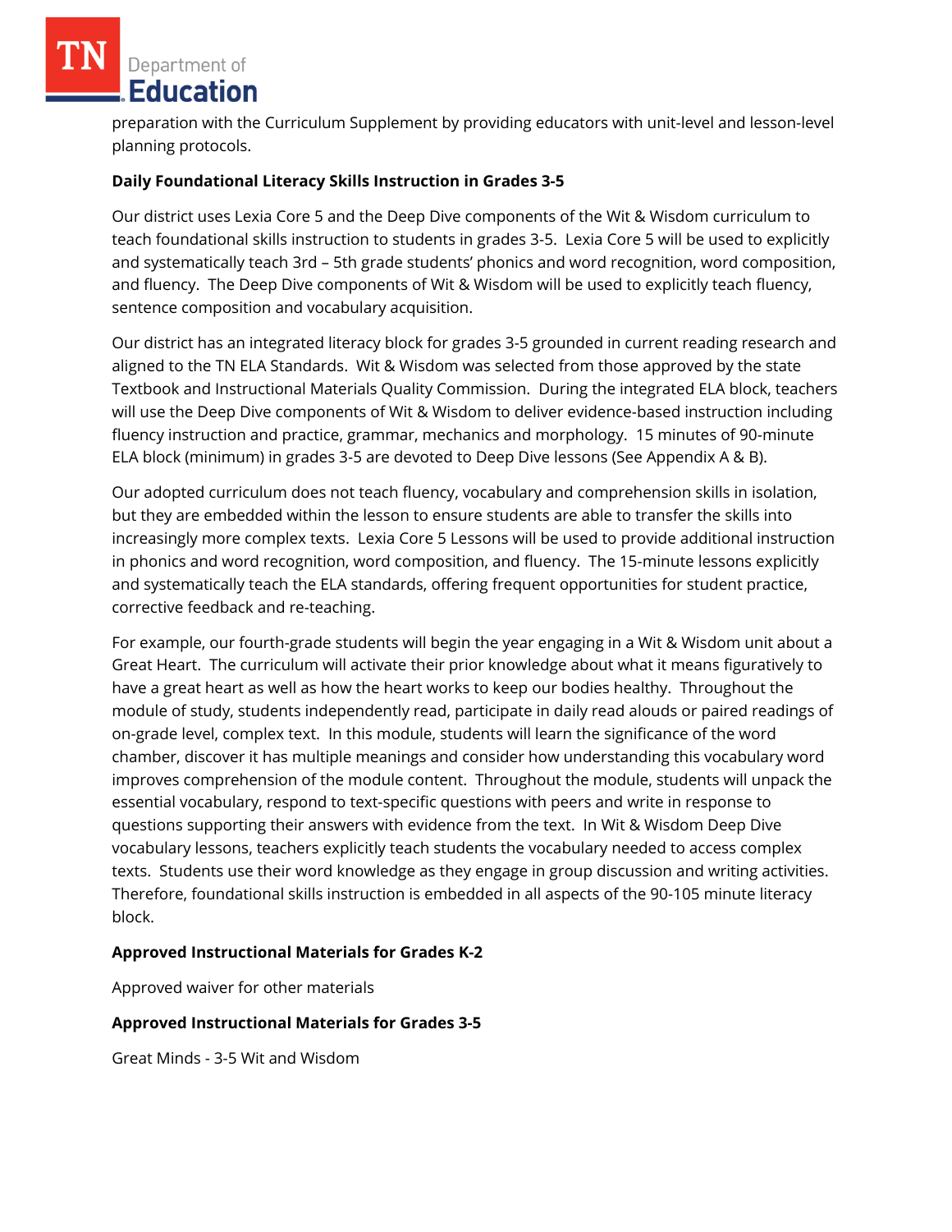preparation with the Curriculum Supplement by providing educators with unit-level and lesson-level planning protocols.

**Daily Foundational Literacy Skills Instruction in Grades 3-5**

Our district uses Lexia Core 5 and the Deep Dive components of the Wit & Wisdom curriculum to teach foundational skills instruction to students in grades 3-5. Lexia Core 5 will be used to explicitly and systematically teach 3rd – 5th grade students' phonics and word recognition, word composition, and fluency. The Deep Dive components of Wit & Wisdom will be used to explicitly teach fluency, sentence composition and vocabulary acquisition.

Our district has an integrated literacy block for grades 3-5 grounded in current reading research and aligned to the TN ELA Standards. Wit & Wisdom was selected from those approved by the state Textbook and Instructional Materials Quality Commission. During the integrated ELA block, teachers will use the Deep Dive components of Wit & Wisdom to deliver evidence-based instruction including fluency instruction and practice, grammar, mechanics and morphology. 15 minutes of 90-minute ELA block (minimum) in grades 3-5 are devoted to Deep Dive lessons (See Appendix A & B).

Our adopted curriculum does not teach fluency, vocabulary and comprehension skills in isolation, but they are embedded within the lesson to ensure students are able to transfer the skills into increasingly more complex texts. Lexia Core 5 Lessons will be used to provide additional instruction in phonics and word recognition, word composition, and fluency. The 15-minute lessons explicitly and systematically teach the ELA standards, offering frequent opportunities for student practice, corrective feedback and re-teaching.

For example, our fourth-grade students will begin the year engaging in a Wit & Wisdom unit about a Great Heart. The curriculum will activate their prior knowledge about what it means figuratively to have a great heart as well as how the heart works to keep our bodies healthy. Throughout the module of study, students independently read, participate in daily read alouds or paired readings of on-grade level, complex text. In this module, students will learn the significance of the word chamber, discover it has multiple meanings and consider how understanding this vocabulary word improves comprehension of the module content. Throughout the module, students will unpack the essential vocabulary, respond to text-specific questions with peers and write in response to questions supporting their answers with evidence from the text. In Wit & Wisdom Deep Dive vocabulary lessons, teachers explicitly teach students the vocabulary needed to access complex texts. Students use their word knowledge as they engage in group discussion and writing activities. Therefore, foundational skills instruction is embedded in all aspects of the 90-105 minute literacy block.

**Approved Instructional Materials for Grades K-2**

Approved waiver for other materials

**Approved Instructional Materials for Grades 3-5**

Great Minds - 3-5 Wit and Wisdom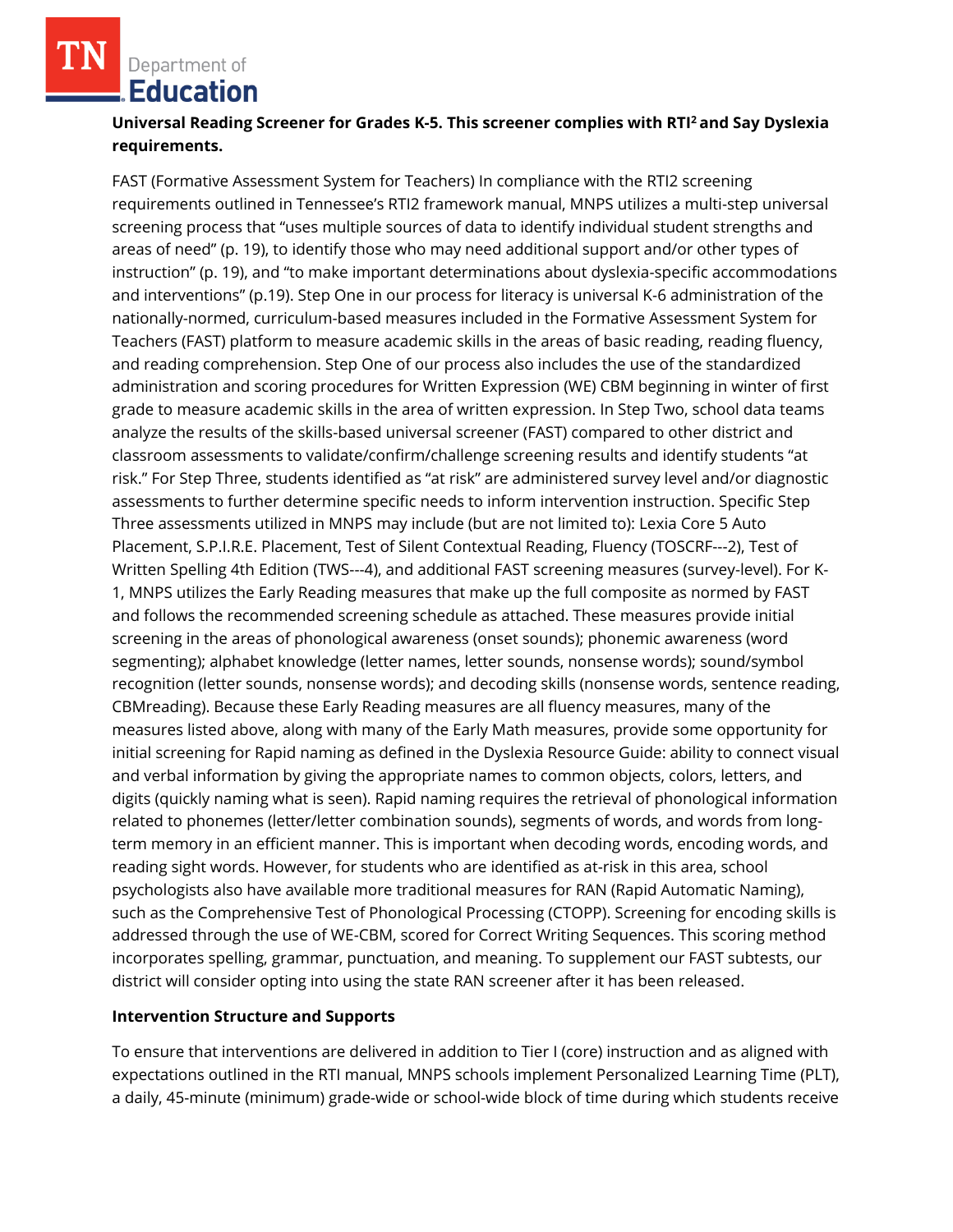**Universal Reading Screener for Grades K-5. This screener complies with RTI[2] and Say Dyslexia requirements.**

FAST (Formative Assessment System for Teachers) In compliance with the RTI2 screening requirements outlined in Tennessee's RTI2 framework manual, MNPS utilizes a multi-step universal screening process that "uses multiple sources of data to identify individual student strengths and areas of need" (p. 19), to identify those who may need additional support and/or other types of instruction" (p. 19), and "to make important determinations about dyslexia-specific accommodations and interventions" (p.19). Step One in our process for literacy is universal K-6 administration of the nationally-normed, curriculum-based measures included in the Formative Assessment System for Teachers (FAST) platform to measure academic skills in the areas of basic reading, reading fluency, and reading comprehension. Step One of our process also includes the use of the standardized administration and scoring procedures for Written Expression (WE) CBM beginning in winter of first grade to measure academic skills in the area of written expression. In Step Two, school data teams analyze the results of the skills-based universal screener (FAST) compared to other district and classroom assessments to validate/confirm/challenge screening results and identify students "at risk." For Step Three, students identified as "at risk" are administered survey level and/or diagnostic assessments to further determine specific needs to inform intervention instruction. Specific Step Three assessments utilized in MNPS may include (but are not limited to): Lexia Core 5 Auto Placement, S.P.I.R.E. Placement, Test of Silent Contextual Reading, Fluency (TOSCRF---2), Test of Written Spelling 4th Edition (TWS---4), and additional FAST screening measures (survey-level). For K-1, MNPS utilizes the Early Reading measures that make up the full composite as normed by FAST and follows the recommended screening schedule as attached. These measures provide initial screening in the areas of phonological awareness (onset sounds); phonemic awareness (word segmenting); alphabet knowledge (letter names, letter sounds, nonsense words); sound/symbol recognition (letter sounds, nonsense words); and decoding skills (nonsense words, sentence reading, CBMreading). Because these Early Reading measures are all fluency measures, many of the measures listed above, along with many of the Early Math measures, provide some opportunity for initial screening for Rapid naming as defined in the Dyslexia Resource Guide: ability to connect visual and verbal information by giving the appropriate names to common objects, colors, letters, and digits (quickly naming what is seen). Rapid naming requires the retrieval of phonological information related to phonemes (letter/letter combination sounds), segments of words, and words from long-term memory in an efficient manner. This is important when decoding words, encoding words, and reading sight words. However, for students who are identified as at-risk in this area, school psychologists also have available more traditional measures for RAN (Rapid Automatic Naming), such as the Comprehensive Test of Phonological Processing (CTOPP). Screening for encoding skills is addressed through the use of WE-CBM, scored for Correct Writing Sequences. This scoring method incorporates spelling, grammar, punctuation, and meaning. To supplement our FAST subtests, our district will consider opting into using the state RAN screener after it has been released.

**Intervention Structure and Supports**

To ensure that interventions are delivered in addition to Tier I (core) instruction and as aligned with expectations outlined in the RTI manual, MNPS schools implement Personalized Learning Time (PLT), a daily, 45-minute (minimum) grade-wide or school-wide block of time during which students receive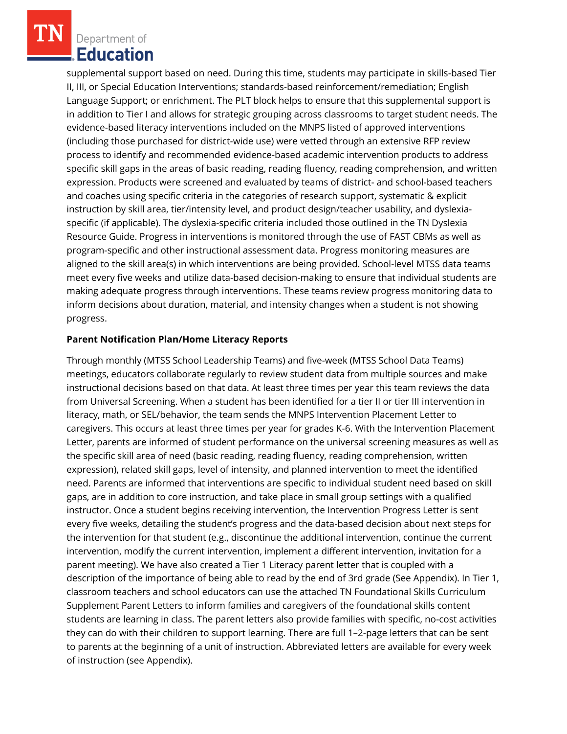supplemental support based on need. During this time, students may participate in skills-based Tier II, III, or Special Education Interventions; standards-based reinforcement/remediation; English Language Support; or enrichment. The PLT block helps to ensure that this supplemental support is in addition to Tier I and allows for strategic grouping across classrooms to target student needs. The evidence-based literacy interventions included on the MNPS listed of approved interventions (including those purchased for district-wide use) were vetted through an extensive RFP review process to identify and recommended evidence-based academic intervention products to address specific skill gaps in the areas of basic reading, reading fluency, reading comprehension, and written expression. Products were screened and evaluated by teams of district- and school-based teachers and coaches using specific criteria in the categories of research support, systematic & explicit instruction by skill area, tier/intensity level, and product design/teacher usability, and dyslexia-specific (if applicable). The dyslexia-specific criteria included those outlined in the TN Dyslexia Resource Guide. Progress in interventions is monitored through the use of FAST CBMs as well as program-specific and other instructional assessment data. Progress monitoring measures are aligned to the skill area(s) in which interventions are being provided. School-level MTSS data teams meet every five weeks and utilize data-based decision-making to ensure that individual students are making adequate progress through interventions. These teams review progress monitoring data to inform decisions about duration, material, and intensity changes when a student is not showing progress.

**Parent Notification Plan/Home Literacy Reports**

Through monthly (MTSS School Leadership Teams) and five-week (MTSS School Data Teams) meetings, educators collaborate regularly to review student data from multiple sources and make instructional decisions based on that data. At least three times per year this team reviews the data from Universal Screening. When a student has been identified for a tier II or tier III intervention in literacy, math, or SEL/behavior, the team sends the MNPS Intervention Placement Letter to caregivers. This occurs at least three times per year for grades K-6. With the Intervention Placement Letter, parents are informed of student performance on the universal screening measures as well as the specific skill area of need (basic reading, reading fluency, reading comprehension, written expression), related skill gaps, level of intensity, and planned intervention to meet the identified need. Parents are informed that interventions are specific to individual student need based on skill gaps, are in addition to core instruction, and take place in small group settings with a qualified instructor. Once a student begins receiving intervention, the Intervention Progress Letter is sent every five weeks, detailing the student's progress and the data-based decision about next steps for the intervention for that student (e.g., discontinue the additional intervention, continue the current intervention, modify the current intervention, implement a different intervention, invitation for a parent meeting). We have also created a Tier 1 Literacy parent letter that is coupled with a description of the importance of being able to read by the end of 3rd grade (See Appendix). In Tier 1, classroom teachers and school educators can use the attached TN Foundational Skills Curriculum Supplement Parent Letters to inform families and caregivers of the foundational skills content students are learning in class. The parent letters also provide families with specific, no-cost activities they can do with their children to support learning. There are full 1–2-page letters that can be sent to parents at the beginning of a unit of instruction. Abbreviated letters are available for every week of instruction (see Appendix).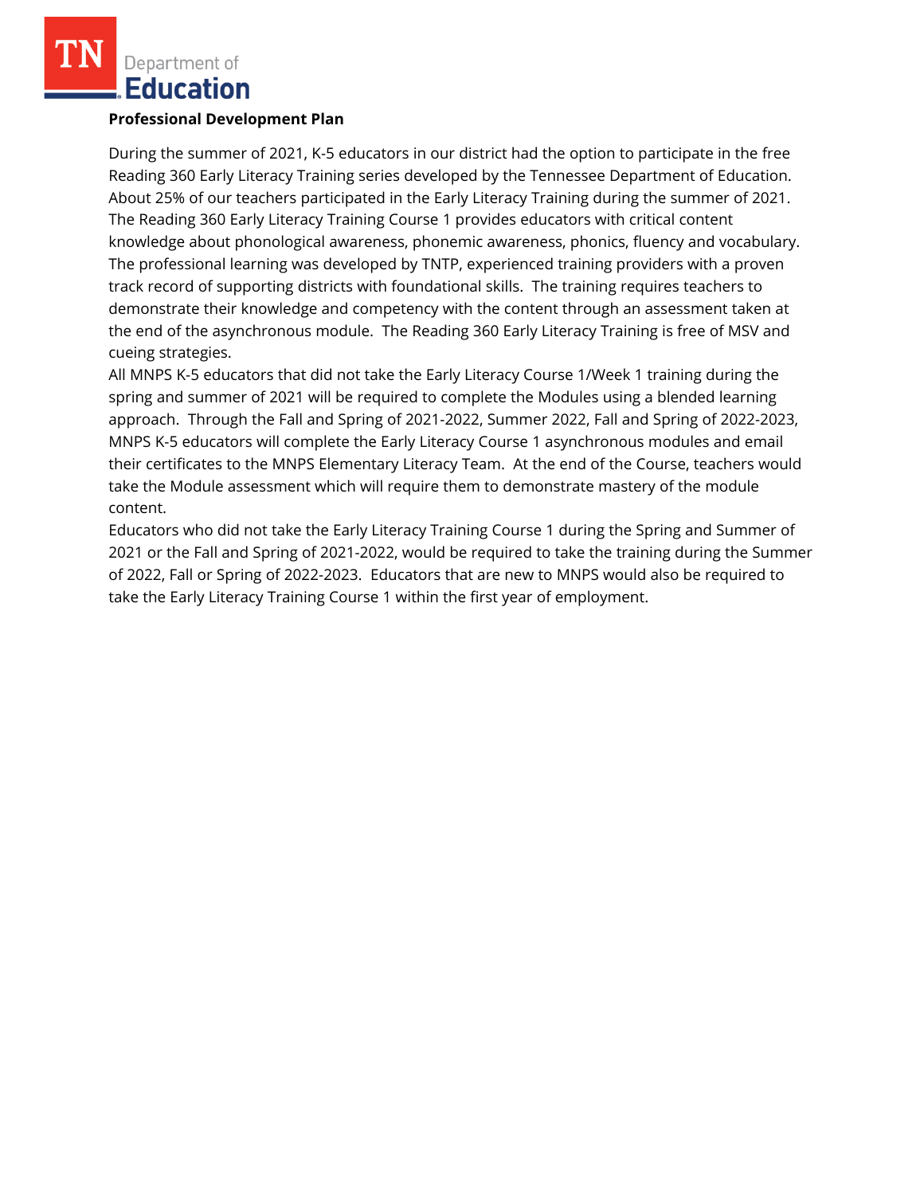**Professional Development Plan**

During the summer of 2021, K-5 educators in our district had the option to participate in the free Reading 360 Early Literacy Training series developed by the Tennessee Department of Education. About 25% of our teachers participated in the Early Literacy Training during the summer of 2021. The Reading 360 Early Literacy Training Course 1 provides educators with critical content knowledge about phonological awareness, phonemic awareness, phonics, fluency and vocabulary. The professional learning was developed by TNTP, experienced training providers with a proven track record of supporting districts with foundational skills. The training requires teachers to demonstrate their knowledge and competency with the content through an assessment taken at the end of the asynchronous module. The Reading 360 Early Literacy Training is free of MSV and cueing strategies.

All MNPS K-5 educators that did not take the Early Literacy Course 1/Week 1 training during the spring and summer of 2021 will be required to complete the Modules using a blended learning approach. Through the Fall and Spring of 2021-2022, Summer 2022, Fall and Spring of 2022-2023, MNPS K-5 educators will complete the Early Literacy Course 1 asynchronous modules and email their certificates to the MNPS Elementary Literacy Team. At the end of the Course, teachers would take the Module assessment which will require them to demonstrate mastery of the module content.

Educators who did not take the Early Literacy Training Course 1 during the Spring and Summer of 2021 or the Fall and Spring of 2021-2022, would be required to take the training during the Summer of 2022, Fall or Spring of 2022-2023. Educators that are new to MNPS would also be required to take the Early Literacy Training Course 1 within the first year of employment.